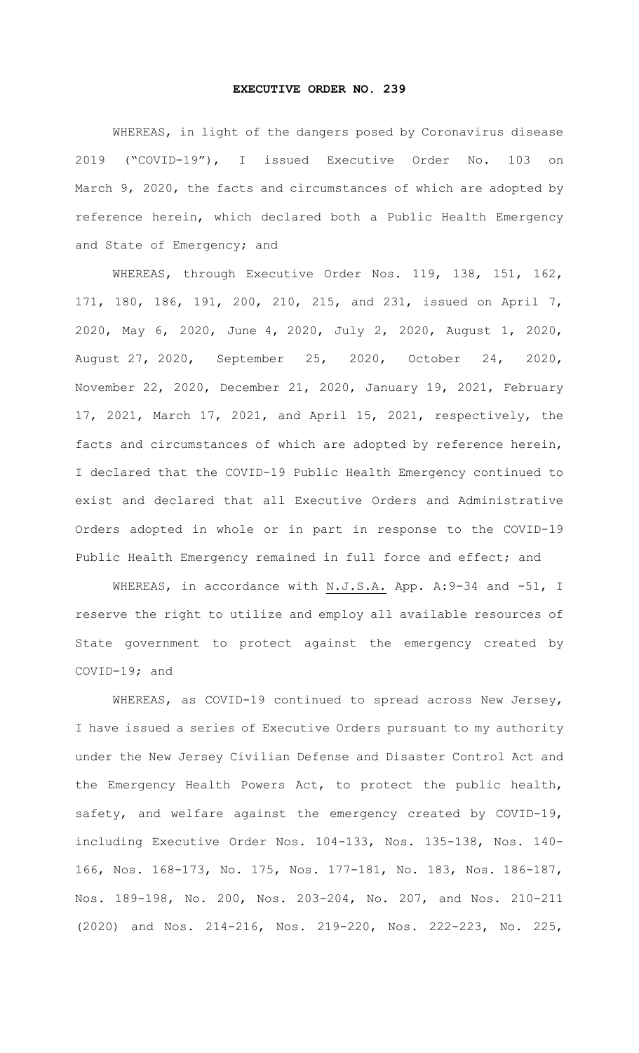# EXECUTIVE ORDER NO. 239

WHEREAS, in light of the dangers posed by Coronavirus disease 2019 ("COVID-19"), I issued Executive Order No. 103 on March 9, 2020, the facts and circumstances of which are adopted by reference herein, which declared both a Public Health Emergency and State of Emergency; and

WHEREAS, through Executive Order Nos. 119, 138, 151, 162, 171, 180, 186, 191, 200, 210, 215, and 231, issued on April 7, 2020, May 6, 2020, June 4, 2020, July 2, 2020, August 1, 2020, August 27, 2020, September 25, 2020, October 24, 2020, November 22, 2020, December 21, 2020, January 19, 2021, February 17, 2021, March 17, 2021, and April 15, 2021, respectively, the facts and circumstances of which are adopted by reference herein, I declared that the COVID-19 Public Health Emergency continued to exist and declared that all Executive Orders and Administrative Orders adopted in whole or in part in response to the COVID-19 Public Health Emergency remained in full force and effect; and

WHEREAS, in accordance with N.J.S.A. App. A:9-34 and -51, I reserve the right to utilize and employ all available resources of State government to protect against the emergency created by COVID-19; and

WHEREAS, as COVID-19 continued to spread across New Jersey, I have issued a series of Executive Orders pursuant to my authority under the New Jersey Civilian Defense and Disaster Control Act and the Emergency Health Powers Act, to protect the public health, safety, and welfare against the emergency created by COVID-19, including Executive Order Nos. 104-133, Nos. 135-138, Nos. 140-166, Nos. 168-173, No. 175, Nos. 177-181, No. 183, Nos. 186-187, Nos. 189-198, No. 200, Nos. 203-204, No. 207, and Nos. 210-211 (2020) and Nos. 214-216, Nos. 219-220, Nos. 222-223, No. 225,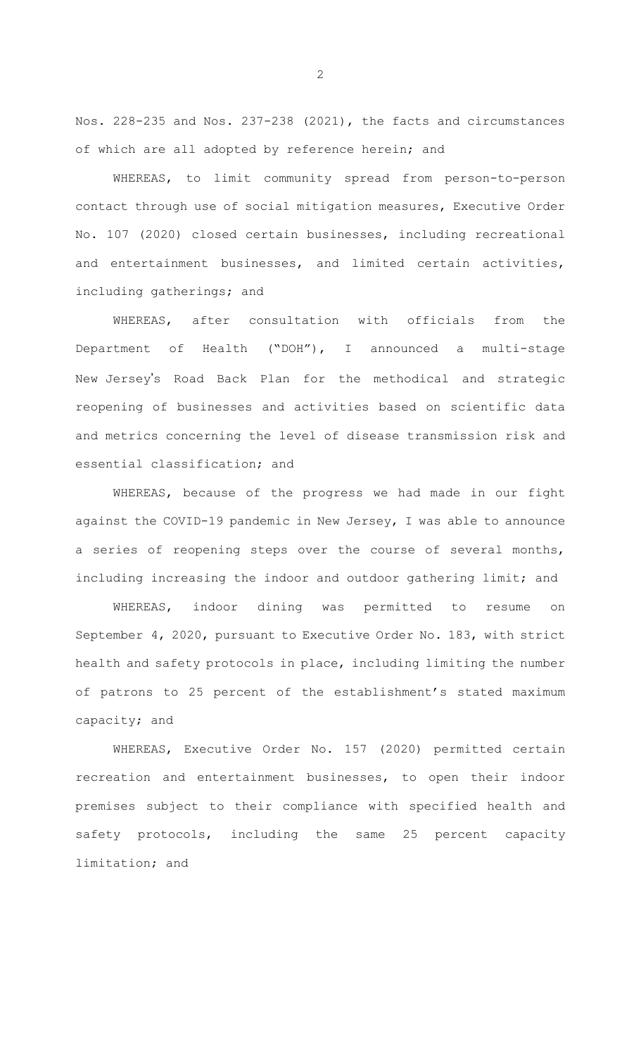Nos. 228-235 and Nos. 237-238 (2021), the facts and circumstances of which are all adopted by reference herein; and

WHEREAS, to limit community spread from person-to-person contact through use of social mitigation measures, Executive Order No. 107 (2020) closed certain businesses, including recreational and entertainment businesses, and limited certain activities, including gatherings; and

WHEREAS, after consultation with officials from the Department of Health ("DOH"), I announced a multi-stage New Jersey's Road Back Plan for the methodical and strategic reopening of businesses and activities based on scientific data and metrics concerning the level of disease transmission risk and essential classification; and

WHEREAS, because of the progress we had made in our fight against the COVID-19 pandemic in New Jersey, I was able to announce a series of reopening steps over the course of several months, including increasing the indoor and outdoor gathering limit; and

WHEREAS, indoor dining was permitted to resume on September 4, 2020, pursuant to Executive Order No. 183, with strict health and safety protocols in place, including limiting the number of patrons to 25 percent of the establishment's stated maximum capacity; and

WHEREAS, Executive Order No. 157 (2020) permitted certain recreation and entertainment businesses, to open their indoor premises subject to their compliance with specified health and safety protocols, including the same 25 percent capacity limitation; and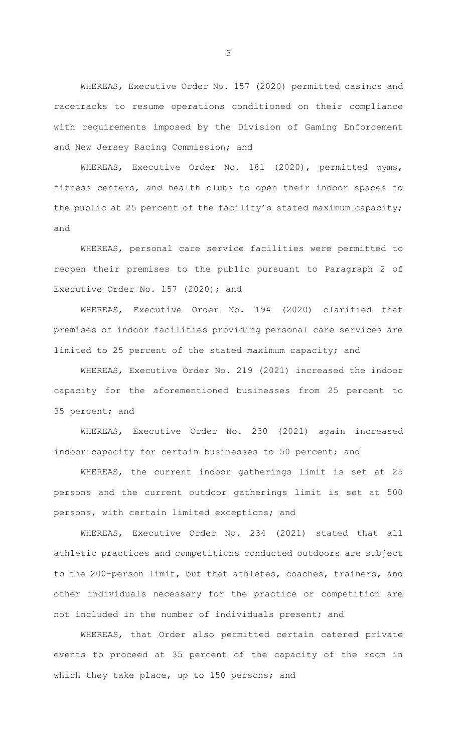WHEREAS, Executive Order No. 157 (2020) permitted casinos and racetracks to resume operations conditioned on their compliance with requirements imposed by the Division of Gaming Enforcement and New Jersey Racing Commission; and

WHEREAS, Executive Order No. 181 (2020), permitted gyms, fitness centers, and health clubs to open their indoor spaces to the public at 25 percent of the facility's stated maximum capacity; and

WHEREAS, personal care service facilities were permitted to reopen their premises to the public pursuant to Paragraph 2 of Executive Order No. 157 (2020); and

WHEREAS, Executive Order No. 194 (2020) clarified that premises of indoor facilities providing personal care services are limited to 25 percent of the stated maximum capacity; and

WHEREAS, Executive Order No. 219 (2021) increased the indoor capacity for the aforementioned businesses from 25 percent to 35 percent; and

WHEREAS, Executive Order No. 230 (2021) again increased indoor capacity for certain businesses to 50 percent; and

WHEREAS, the current indoor gatherings limit is set at 25 persons and the current outdoor gatherings limit is set at 500 persons, with certain limited exceptions; and

WHEREAS, Executive Order No. 234 (2021) stated that all athletic practices and competitions conducted outdoors are subject to the 200-person limit, but that athletes, coaches, trainers, and other individuals necessary for the practice or competition are not included in the number of individuals present; and

WHEREAS, that Order also permitted certain catered private events to proceed at 35 percent of the capacity of the room in which they take place, up to 150 persons; and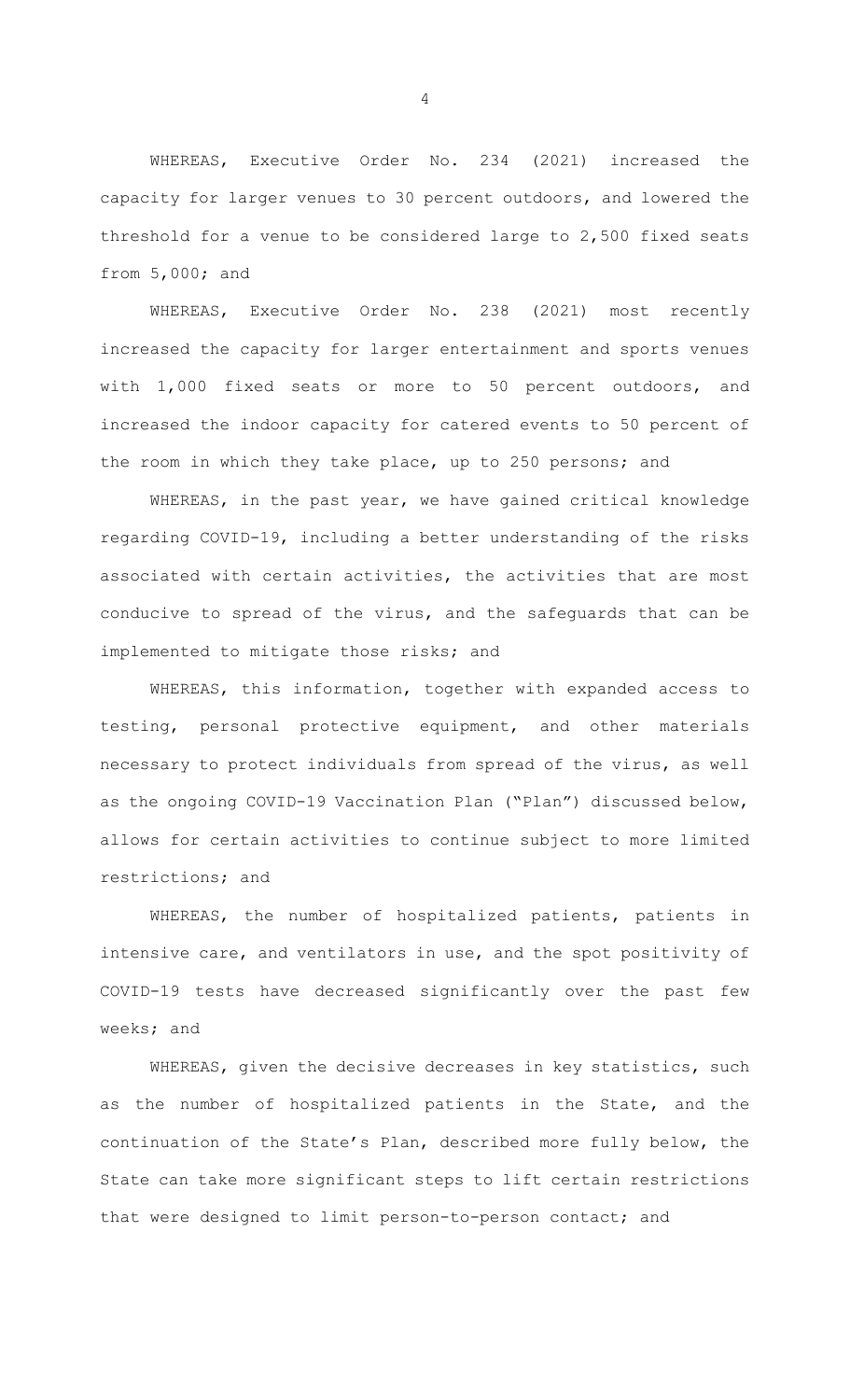WHEREAS, Executive Order No. 234 (2021) increased the capacity for larger venues to 30 percent outdoors, and lowered the threshold for a venue to be considered large to 2,500 fixed seats from 5,000; and

WHEREAS, Executive Order No. 238 (2021) most recently increased the capacity for larger entertainment and sports venues with 1,000 fixed seats or more to 50 percent outdoors, and increased the indoor capacity for catered events to 50 percent of the room in which they take place, up to 250 persons; and

WHEREAS, in the past year, we have gained critical knowledge regarding COVID-19, including a better understanding of the risks associated with certain activities, the activities that are most conducive to spread of the virus, and the safeguards that can be implemented to mitigate those risks; and

WHEREAS, this information, together with expanded access to testing, personal protective equipment, and other materials necessary to protect individuals from spread of the virus, as well as the ongoing COVID-19 Vaccination Plan ("Plan") discussed below, allows for certain activities to continue subject to more limited restrictions; and

WHEREAS, the number of hospitalized patients, patients in intensive care, and ventilators in use, and the spot positivity of COVID-19 tests have decreased significantly over the past few weeks; and

WHEREAS, given the decisive decreases in key statistics, such as the number of hospitalized patients in the State, and the continuation of the State's Plan, described more fully below, the State can take more significant steps to lift certain restrictions that were designed to limit person-to-person contact; and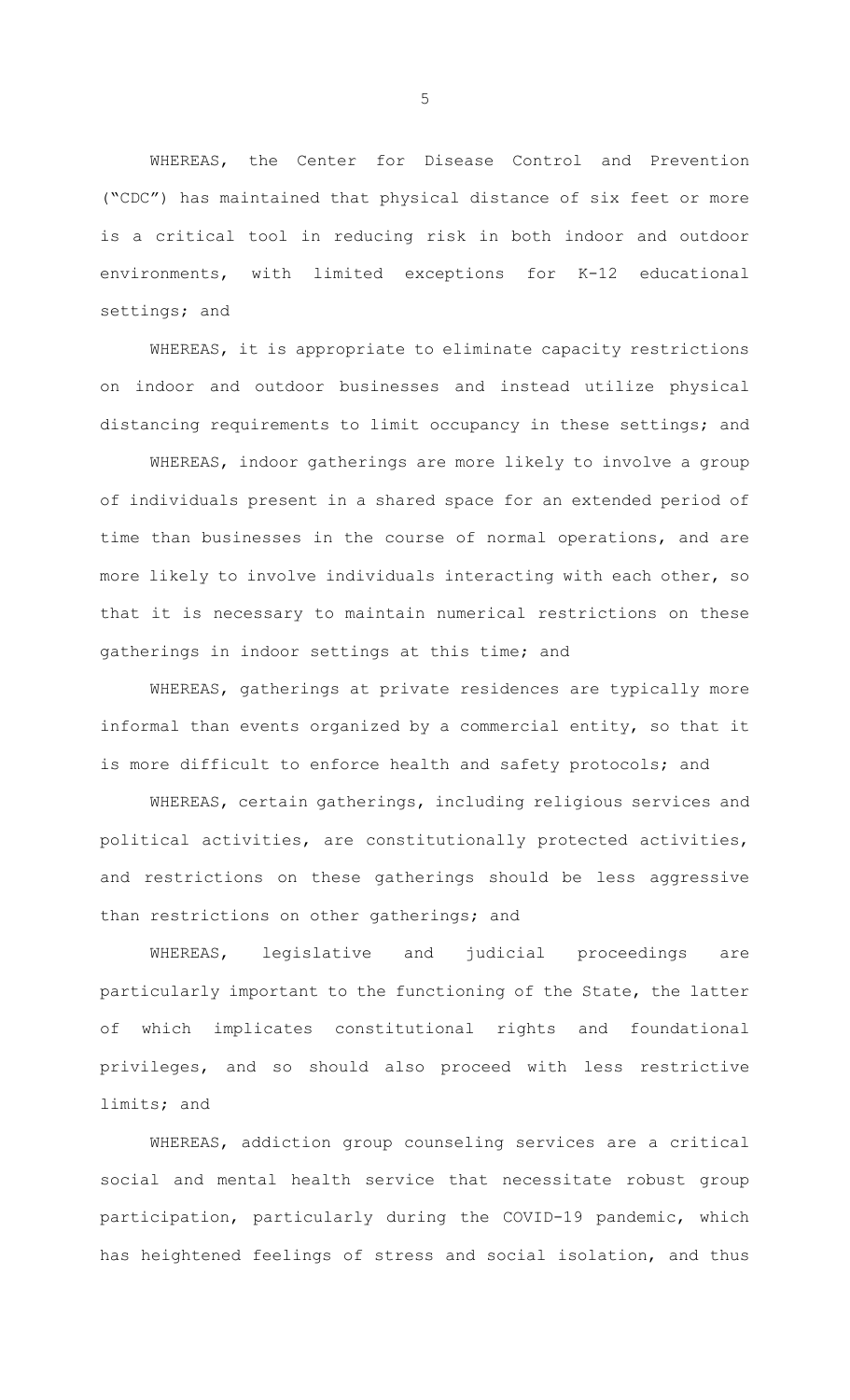WHEREAS, the Center for Disease Control and Prevention ("CDC") has maintained that physical distance of six feet or more is a critical tool in reducing risk in both indoor and outdoor environments, with limited exceptions for K-12 educational settings; and

WHEREAS, it is appropriate to eliminate capacity restrictions on indoor and outdoor businesses and instead utilize physical distancing requirements to limit occupancy in these settings; and

WHEREAS, indoor gatherings are more likely to involve a group of individuals present in a shared space for an extended period of time than businesses in the course of normal operations, and are more likely to involve individuals interacting with each other, so that it is necessary to maintain numerical restrictions on these gatherings in indoor settings at this time; and

WHEREAS, gatherings at private residences are typically more informal than events organized by a commercial entity, so that it is more difficult to enforce health and safety protocols; and

WHEREAS, certain gatherings, including religious services and political activities, are constitutionally protected activities, and restrictions on these gatherings should be less aggressive than restrictions on other gatherings; and

WHEREAS, legislative and judicial proceedings are particularly important to the functioning of the State, the latter of which implicates constitutional rights and foundational privileges, and so should also proceed with less restrictive limits; and

WHEREAS, addiction group counseling services are a critical social and mental health service that necessitate robust group participation, particularly during the COVID-19 pandemic, which has heightened feelings of stress and social isolation, and thus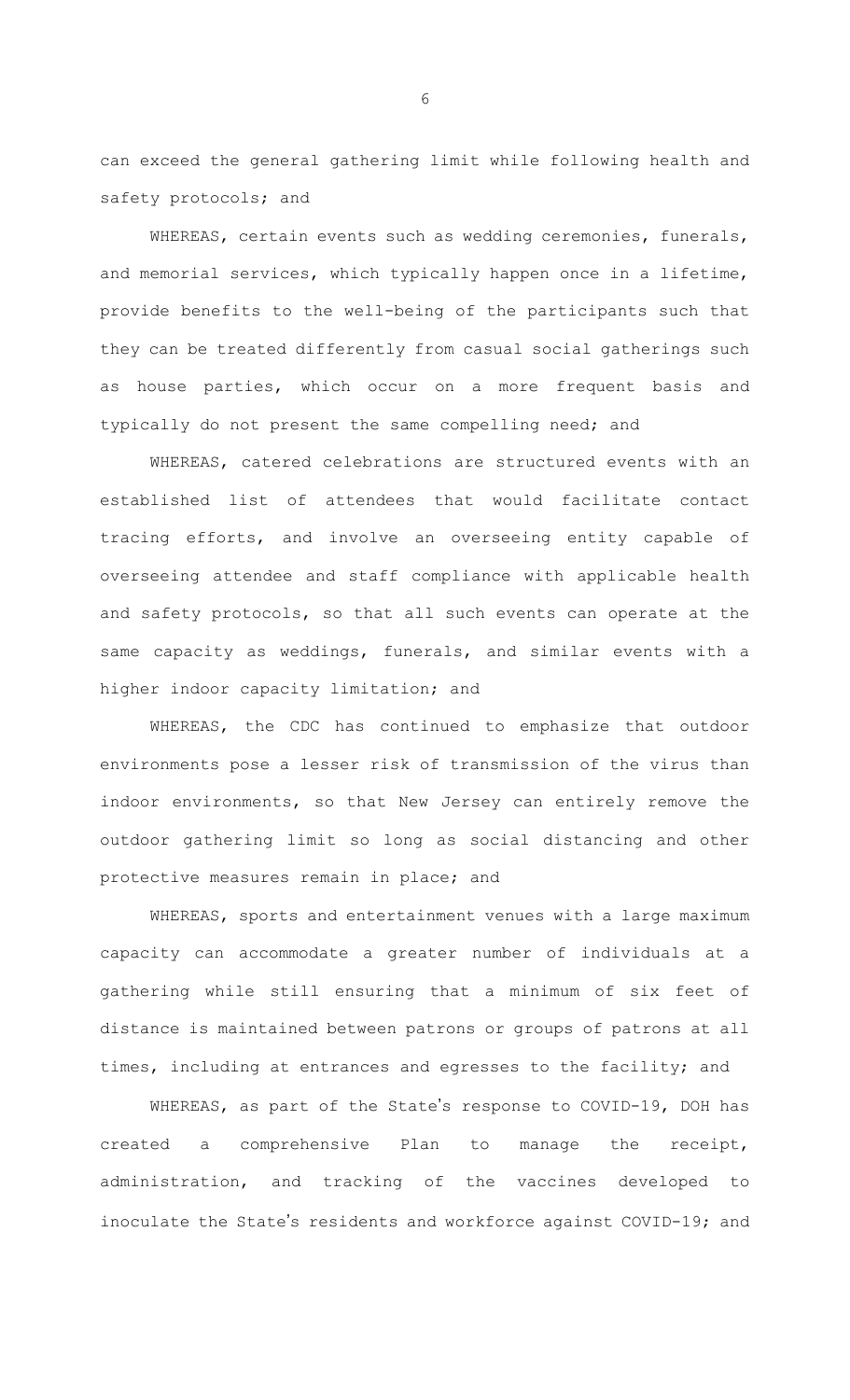can exceed the general gathering limit while following health and safety protocols; and

WHEREAS, certain events such as wedding ceremonies, funerals, and memorial services, which typically happen once in a lifetime, provide benefits to the well-being of the participants such that they can be treated differently from casual social gatherings such as house parties, which occur on a more frequent basis and typically do not present the same compelling need; and

WHEREAS, catered celebrations are structured events with an established list of attendees that would facilitate contact tracing efforts, and involve an overseeing entity capable of overseeing attendee and staff compliance with applicable health and safety protocols, so that all such events can operate at the same capacity as weddings, funerals, and similar events with a higher indoor capacity limitation; and

WHEREAS, the CDC has continued to emphasize that outdoor environments pose a lesser risk of transmission of the virus than indoor environments, so that New Jersey can entirely remove the outdoor gathering limit so long as social distancing and other protective measures remain in place; and

WHEREAS, sports and entertainment venues with a large maximum capacity can accommodate a greater number of individuals at a gathering while still ensuring that a minimum of six feet of distance is maintained between patrons or groups of patrons at all times, including at entrances and egresses to the facility; and

WHEREAS, as part of the State's response to COVID-19, DOH has created a comprehensive Plan to manage the receipt, administration, and tracking of the vaccines developed to inoculate the State's residents and workforce against COVID-19; and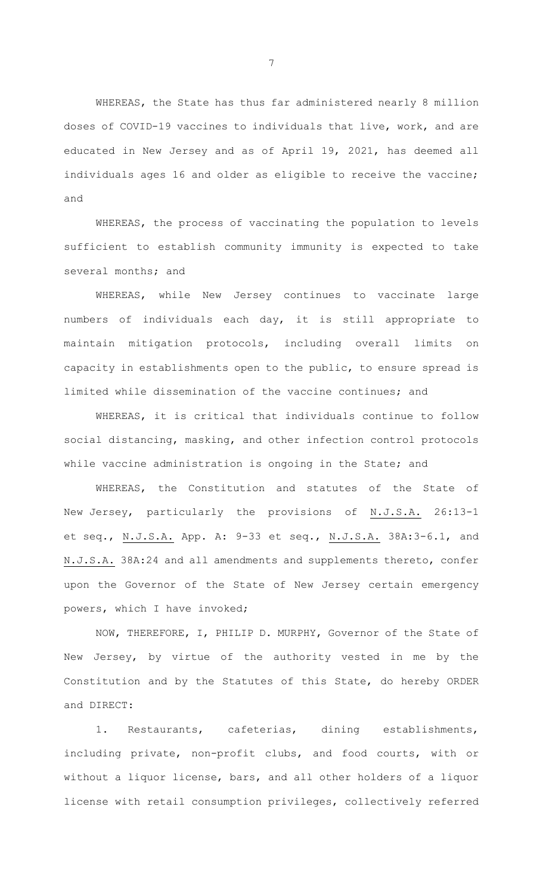WHEREAS, the State has thus far administered nearly 8 million doses of COVID-19 vaccines to individuals that live, work, and are educated in New Jersey and as of April 19, 2021, has deemed all individuals ages 16 and older as eligible to receive the vaccine; and

WHEREAS, the process of vaccinating the population to levels sufficient to establish community immunity is expected to take several months; and

WHEREAS, while New Jersey continues to vaccinate large numbers of individuals each day, it is still appropriate to maintain mitigation protocols, including overall limits on capacity in establishments open to the public, to ensure spread is limited while dissemination of the vaccine continues; and

WHEREAS, it is critical that individuals continue to follow social distancing, masking, and other infection control protocols while vaccine administration is ongoing in the State; and

WHEREAS, the Constitution and statutes of the State of New Jersey, particularly the provisions of N.J.S.A. 26:13-1 et seq., N.J.S.A. App. A: 9-33 et seq., N.J.S.A. 38A:3-6.1, and N.J.S.A. 38A:24 and all amendments and supplements thereto, confer upon the Governor of the State of New Jersey certain emergency powers, which I have invoked;

NOW, THEREFORE, I, PHILIP D. MURPHY, Governor of the State of New Jersey, by virtue of the authority vested in me by the Constitution and by the Statutes of this State, do hereby ORDER and DIRECT:

1. Restaurants, cafeterias, dining establishments, including private, non-profit clubs, and food courts, with or without a liquor license, bars, and all other holders of a liquor license with retail consumption privileges, collectively referred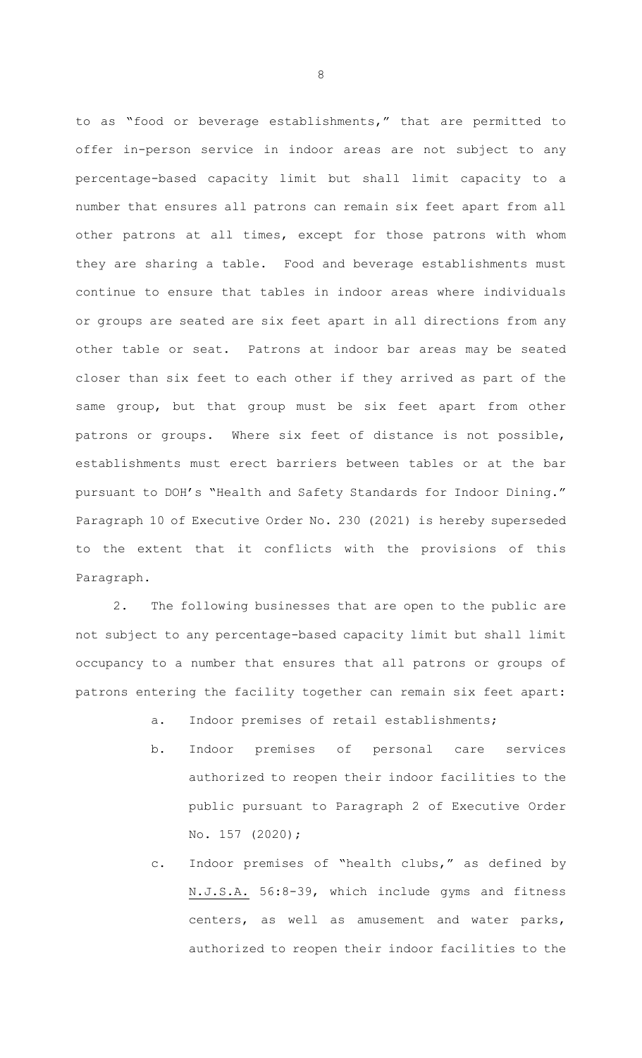to as "food or beverage establishments," that are permitted to offer in-person service in indoor areas are not subject to any percentage-based capacity limit but shall limit capacity to a number that ensures all patrons can remain six feet apart from all other patrons at all times, except for those patrons with whom they are sharing a table. Food and beverage establishments must continue to ensure that tables in indoor areas where individuals or groups are seated are six feet apart in all directions from any other table or seat. Patrons at indoor bar areas may be seated closer than six feet to each other if they arrived as part of the same group, but that group must be six feet apart from other patrons or groups. Where six feet of distance is not possible, establishments must erect barriers between tables or at the bar pursuant to DOH's "Health and Safety Standards for Indoor Dining." Paragraph 10 of Executive Order No. 230 (2021) is hereby superseded to the extent that it conflicts with the provisions of this Paragraph.

2. The following businesses that are open to the public are not subject to any percentage-based capacity limit but shall limit occupancy to a number that ensures that all patrons or groups of patrons entering the facility together can remain six feet apart:

   a. Indoor premises of retail establishments;

   b. Indoor premises of personal care services authorized to reopen their indoor facilities to the public pursuant to Paragraph 2 of Executive Order No. 157 (2020);

   c. Indoor premises of "health clubs," as defined by N.J.S.A. 56:8-39, which include gyms and fitness centers, as well as amusement and water parks, authorized to reopen their indoor facilities to the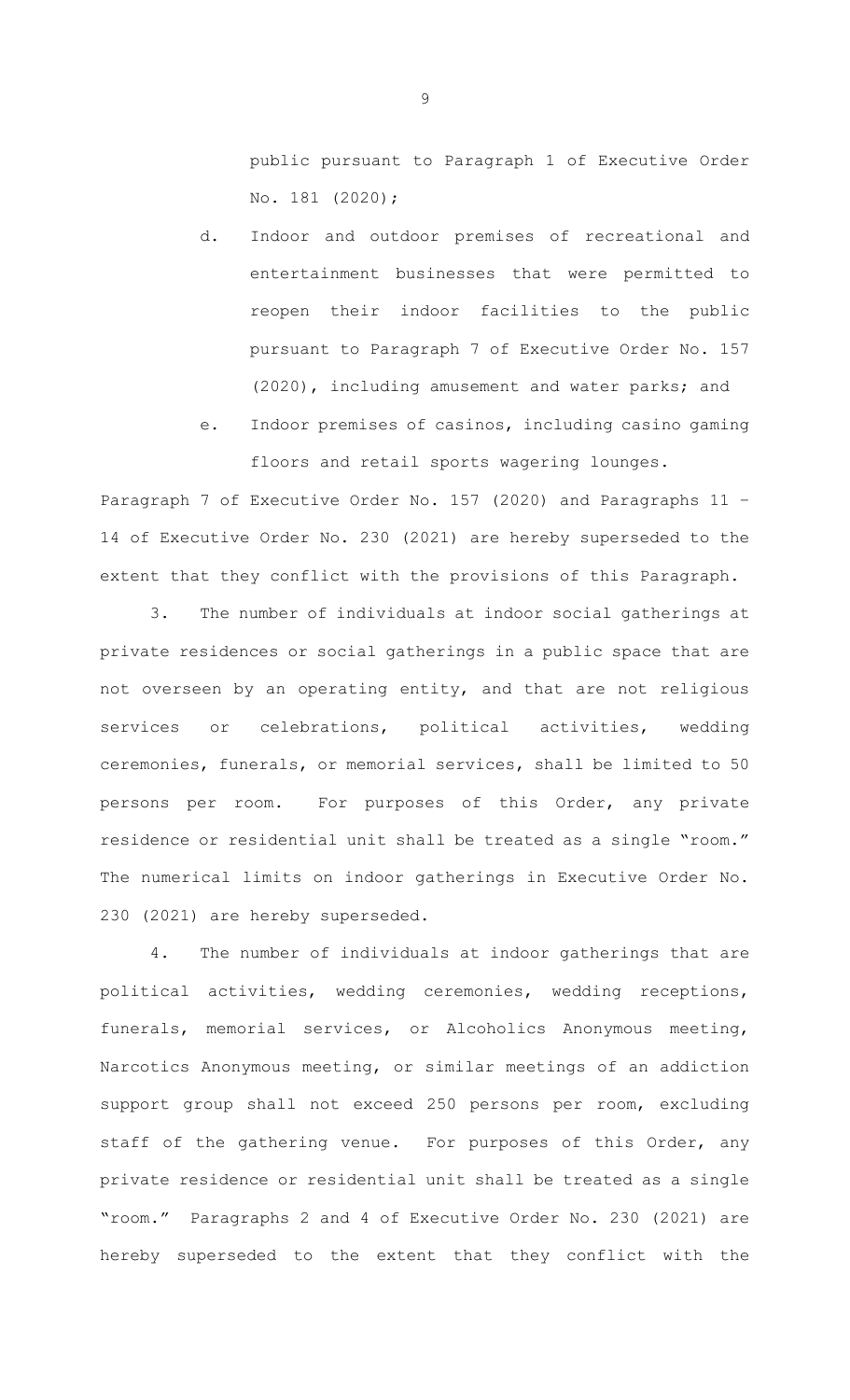public pursuant to Paragraph 1 of Executive Order No. 181 (2020);

d. Indoor and outdoor premises of recreational and entertainment businesses that were permitted to reopen their indoor facilities to the public pursuant to Paragraph 7 of Executive Order No. 157 (2020), including amusement and water parks; and

e. Indoor premises of casinos, including casino gaming floors and retail sports wagering lounges.

Paragraph 7 of Executive Order No. 157 (2020) and Paragraphs 11 – 14 of Executive Order No. 230 (2021) are hereby superseded to the extent that they conflict with the provisions of this Paragraph.

3. The number of individuals at indoor social gatherings at private residences or social gatherings in a public space that are not overseen by an operating entity, and that are not religious services or celebrations, political activities, wedding ceremonies, funerals, or memorial services, shall be limited to 50 persons per room. For purposes of this Order, any private residence or residential unit shall be treated as a single "room." The numerical limits on indoor gatherings in Executive Order No. 230 (2021) are hereby superseded.

4. The number of individuals at indoor gatherings that are political activities, wedding ceremonies, wedding receptions, funerals, memorial services, or Alcoholics Anonymous meeting, Narcotics Anonymous meeting, or similar meetings of an addiction support group shall not exceed 250 persons per room, excluding staff of the gathering venue. For purposes of this Order, any private residence or residential unit shall be treated as a single "room." Paragraphs 2 and 4 of Executive Order No. 230 (2021) are hereby superseded to the extent that they conflict with the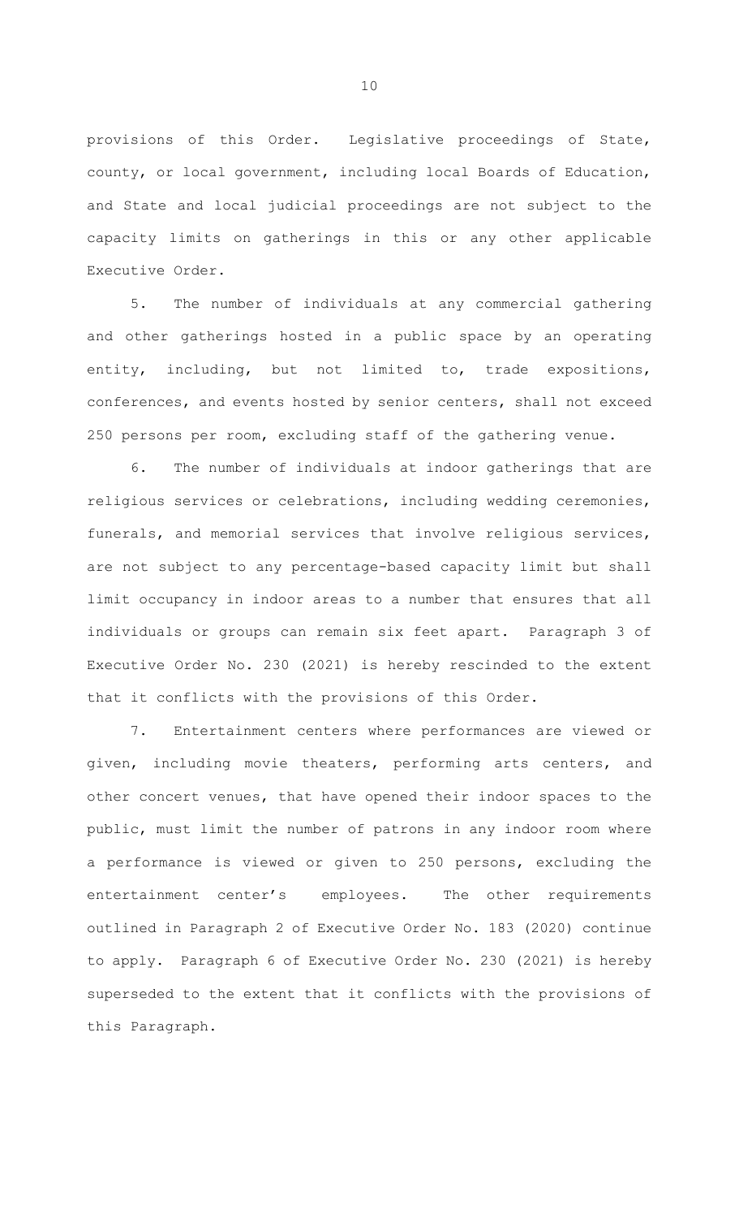provisions of this Order. Legislative proceedings of State, county, or local government, including local Boards of Education, and State and local judicial proceedings are not subject to the capacity limits on gatherings in this or any other applicable Executive Order.

5. The number of individuals at any commercial gathering and other gatherings hosted in a public space by an operating entity, including, but not limited to, trade expositions, conferences, and events hosted by senior centers, shall not exceed 250 persons per room, excluding staff of the gathering venue.

6. The number of individuals at indoor gatherings that are religious services or celebrations, including wedding ceremonies, funerals, and memorial services that involve religious services, are not subject to any percentage-based capacity limit but shall limit occupancy in indoor areas to a number that ensures that all individuals or groups can remain six feet apart. Paragraph 3 of Executive Order No. 230 (2021) is hereby rescinded to the extent that it conflicts with the provisions of this Order.

7. Entertainment centers where performances are viewed or given, including movie theaters, performing arts centers, and other concert venues, that have opened their indoor spaces to the public, must limit the number of patrons in any indoor room where a performance is viewed or given to 250 persons, excluding the entertainment center's employees. The other requirements outlined in Paragraph 2 of Executive Order No. 183 (2020) continue to apply. Paragraph 6 of Executive Order No. 230 (2021) is hereby superseded to the extent that it conflicts with the provisions of this Paragraph.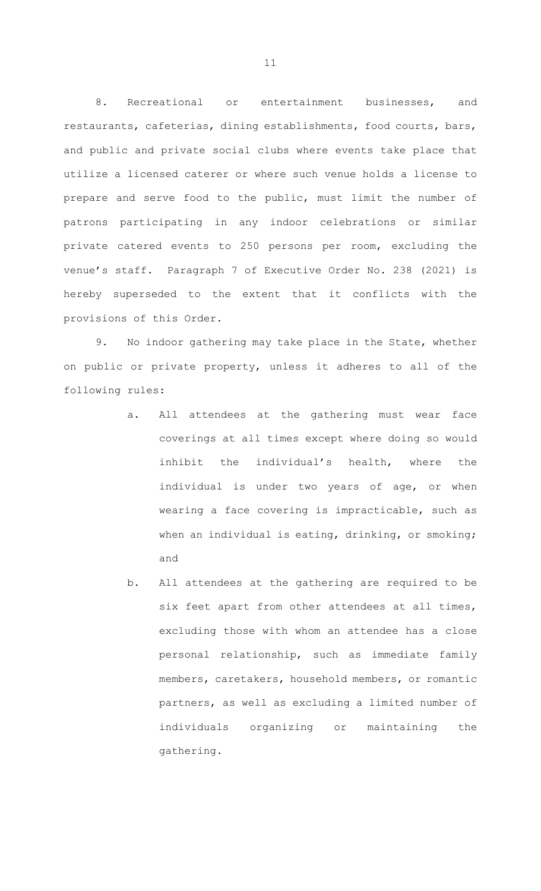8. Recreational or entertainment businesses, and restaurants, cafeterias, dining establishments, food courts, bars, and public and private social clubs where events take place that utilize a licensed caterer or where such venue holds a license to prepare and serve food to the public, must limit the number of patrons participating in any indoor celebrations or similar private catered events to 250 persons per room, excluding the venue's staff. Paragraph 7 of Executive Order No. 238 (2021) is hereby superseded to the extent that it conflicts with the provisions of this Order.

9. No indoor gathering may take place in the State, whether on public or private property, unless it adheres to all of the following rules:

a. All attendees at the gathering must wear face coverings at all times except where doing so would inhibit the individual's health, where the individual is under two years of age, or when wearing a face covering is impracticable, such as when an individual is eating, drinking, or smoking; and

b. All attendees at the gathering are required to be six feet apart from other attendees at all times, excluding those with whom an attendee has a close personal relationship, such as immediate family members, caretakers, household members, or romantic partners, as well as excluding a limited number of individuals organizing or maintaining the gathering.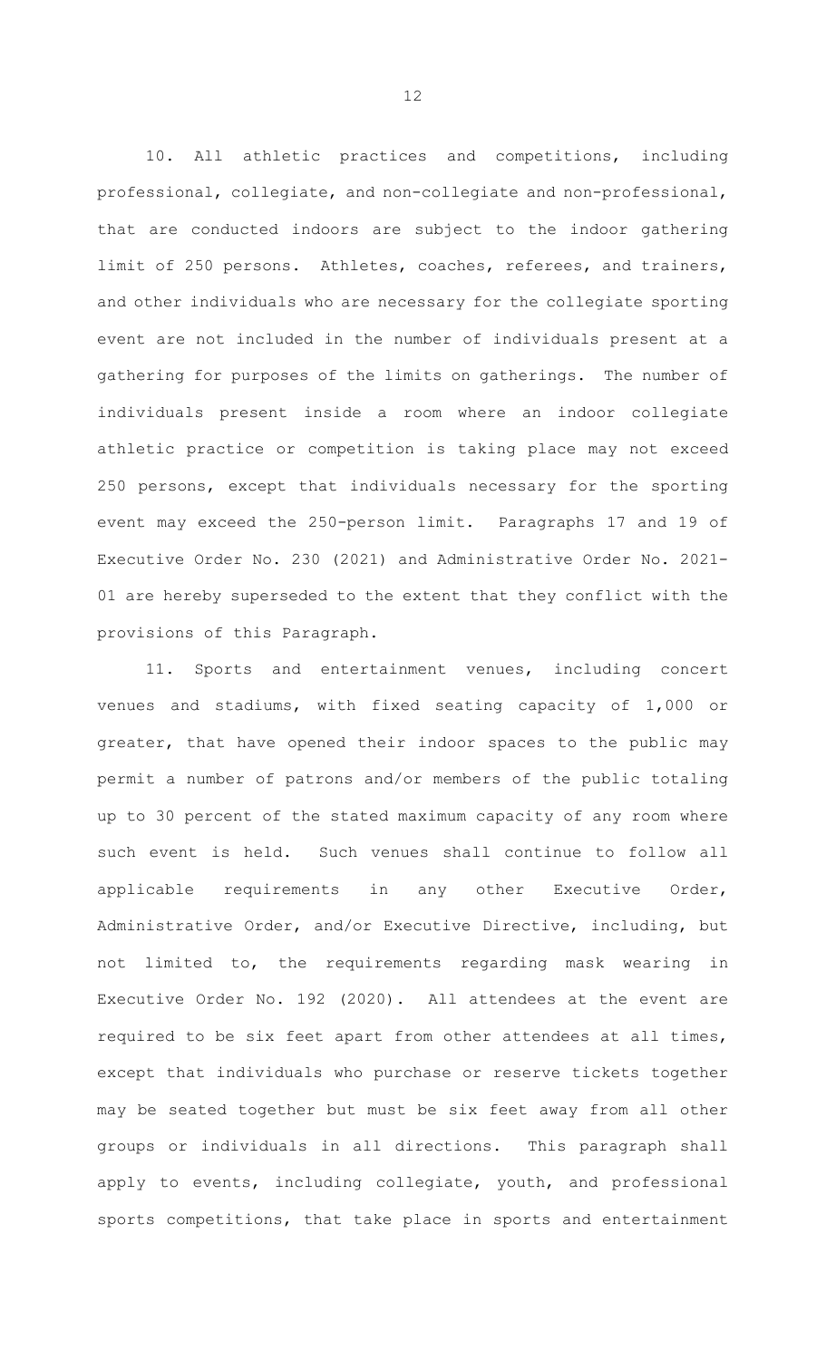10. All athletic practices and competitions, including professional, collegiate, and non-collegiate and non-professional, that are conducted indoors are subject to the indoor gathering limit of 250 persons. Athletes, coaches, referees, and trainers, and other individuals who are necessary for the collegiate sporting event are not included in the number of individuals present at a gathering for purposes of the limits on gatherings. The number of individuals present inside a room where an indoor collegiate athletic practice or competition is taking place may not exceed 250 persons, except that individuals necessary for the sporting event may exceed the 250-person limit. Paragraphs 17 and 19 of Executive Order No. 230 (2021) and Administrative Order No. 2021-01 are hereby superseded to the extent that they conflict with the provisions of this Paragraph.

11. Sports and entertainment venues, including concert venues and stadiums, with fixed seating capacity of 1,000 or greater, that have opened their indoor spaces to the public may permit a number of patrons and/or members of the public totaling up to 30 percent of the stated maximum capacity of any room where such event is held. Such venues shall continue to follow all applicable requirements in any other Executive Order, Administrative Order, and/or Executive Directive, including, but not limited to, the requirements regarding mask wearing in Executive Order No. 192 (2020). All attendees at the event are required to be six feet apart from other attendees at all times, except that individuals who purchase or reserve tickets together may be seated together but must be six feet away from all other groups or individuals in all directions. This paragraph shall apply to events, including collegiate, youth, and professional sports competitions, that take place in sports and entertainment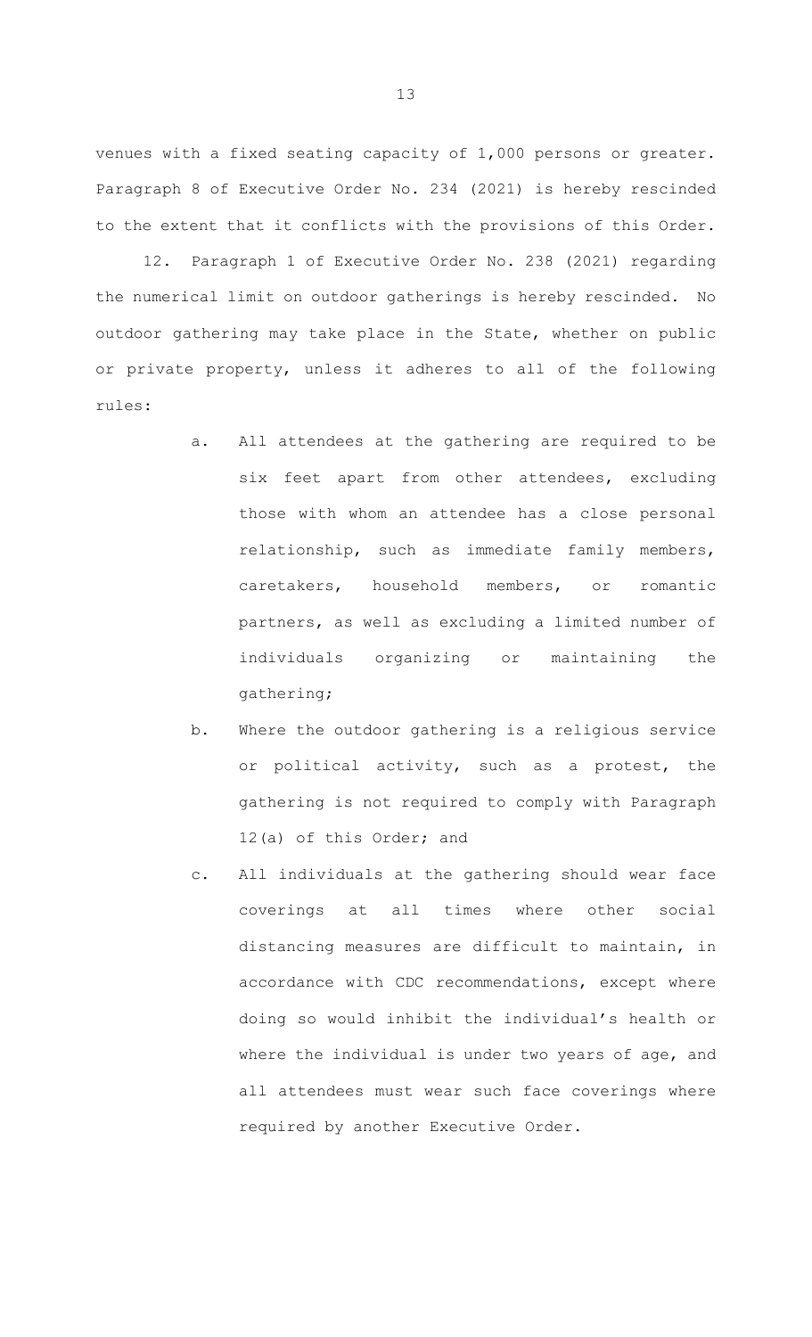venues with a fixed seating capacity of 1,000 persons or greater. Paragraph 8 of Executive Order No. 234 (2021) is hereby rescinded to the extent that it conflicts with the provisions of this Order.

12. Paragraph 1 of Executive Order No. 238 (2021) regarding the numerical limit on outdoor gatherings is hereby rescinded. No outdoor gathering may take place in the State, whether on public or private property, unless it adheres to all of the following rules:

a. All attendees at the gathering are required to be six feet apart from other attendees, excluding those with whom an attendee has a close personal relationship, such as immediate family members, caretakers, household members, or romantic partners, as well as excluding a limited number of individuals organizing or maintaining the gathering;

b. Where the outdoor gathering is a religious service or political activity, such as a protest, the gathering is not required to comply with Paragraph 12(a) of this Order; and

c. All individuals at the gathering should wear face coverings at all times where other social distancing measures are difficult to maintain, in accordance with CDC recommendations, except where doing so would inhibit the individual's health or where the individual is under two years of age, and all attendees must wear such face coverings where required by another Executive Order.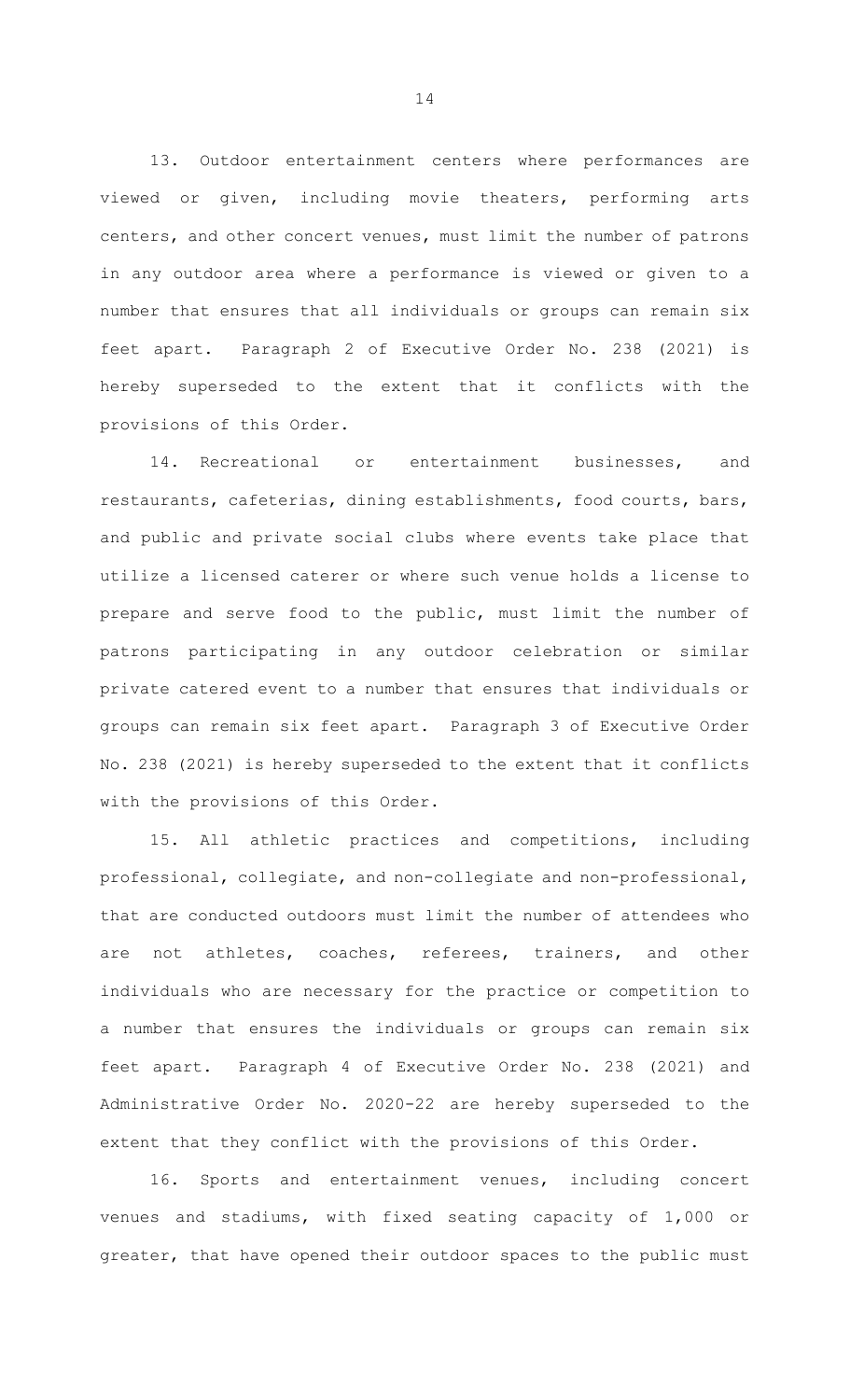13. Outdoor entertainment centers where performances are viewed or given, including movie theaters, performing arts centers, and other concert venues, must limit the number of patrons in any outdoor area where a performance is viewed or given to a number that ensures that all individuals or groups can remain six feet apart. Paragraph 2 of Executive Order No. 238 (2021) is hereby superseded to the extent that it conflicts with the provisions of this Order.

14. Recreational or entertainment businesses, and restaurants, cafeterias, dining establishments, food courts, bars, and public and private social clubs where events take place that utilize a licensed caterer or where such venue holds a license to prepare and serve food to the public, must limit the number of patrons participating in any outdoor celebration or similar private catered event to a number that ensures that individuals or groups can remain six feet apart. Paragraph 3 of Executive Order No. 238 (2021) is hereby superseded to the extent that it conflicts with the provisions of this Order.

15. All athletic practices and competitions, including professional, collegiate, and non-collegiate and non-professional, that are conducted outdoors must limit the number of attendees who are not athletes, coaches, referees, trainers, and other individuals who are necessary for the practice or competition to a number that ensures the individuals or groups can remain six feet apart. Paragraph 4 of Executive Order No. 238 (2021) and Administrative Order No. 2020-22 are hereby superseded to the extent that they conflict with the provisions of this Order.

16. Sports and entertainment venues, including concert venues and stadiums, with fixed seating capacity of 1,000 or greater, that have opened their outdoor spaces to the public must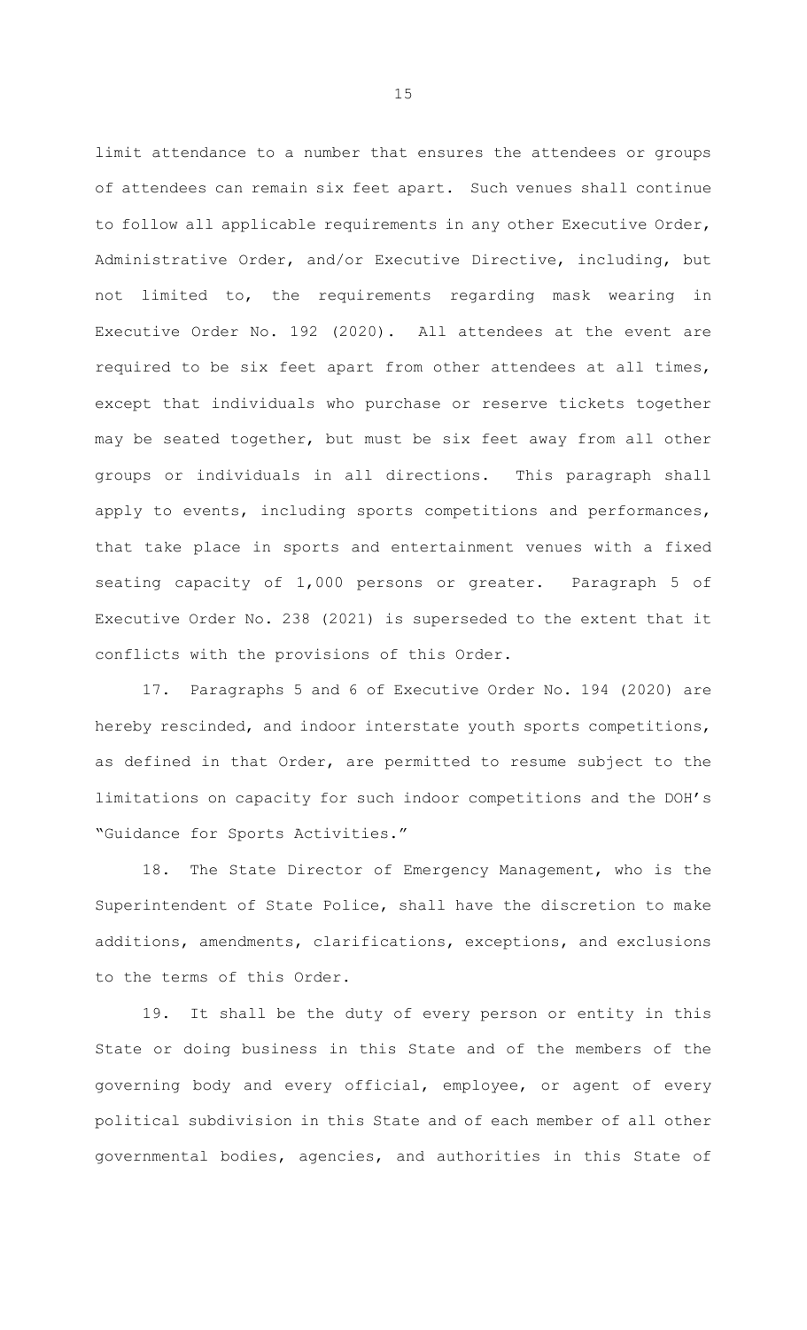limit attendance to a number that ensures the attendees or groups of attendees can remain six feet apart. Such venues shall continue to follow all applicable requirements in any other Executive Order, Administrative Order, and/or Executive Directive, including, but not limited to, the requirements regarding mask wearing in Executive Order No. 192 (2020). All attendees at the event are required to be six feet apart from other attendees at all times, except that individuals who purchase or reserve tickets together may be seated together, but must be six feet away from all other groups or individuals in all directions. This paragraph shall apply to events, including sports competitions and performances, that take place in sports and entertainment venues with a fixed seating capacity of 1,000 persons or greater. Paragraph 5 of Executive Order No. 238 (2021) is superseded to the extent that it conflicts with the provisions of this Order.

17. Paragraphs 5 and 6 of Executive Order No. 194 (2020) are hereby rescinded, and indoor interstate youth sports competitions, as defined in that Order, are permitted to resume subject to the limitations on capacity for such indoor competitions and the DOH's "Guidance for Sports Activities."

18. The State Director of Emergency Management, who is the Superintendent of State Police, shall have the discretion to make additions, amendments, clarifications, exceptions, and exclusions to the terms of this Order.

19. It shall be the duty of every person or entity in this State or doing business in this State and of the members of the governing body and every official, employee, or agent of every political subdivision in this State and of each member of all other governmental bodies, agencies, and authorities in this State of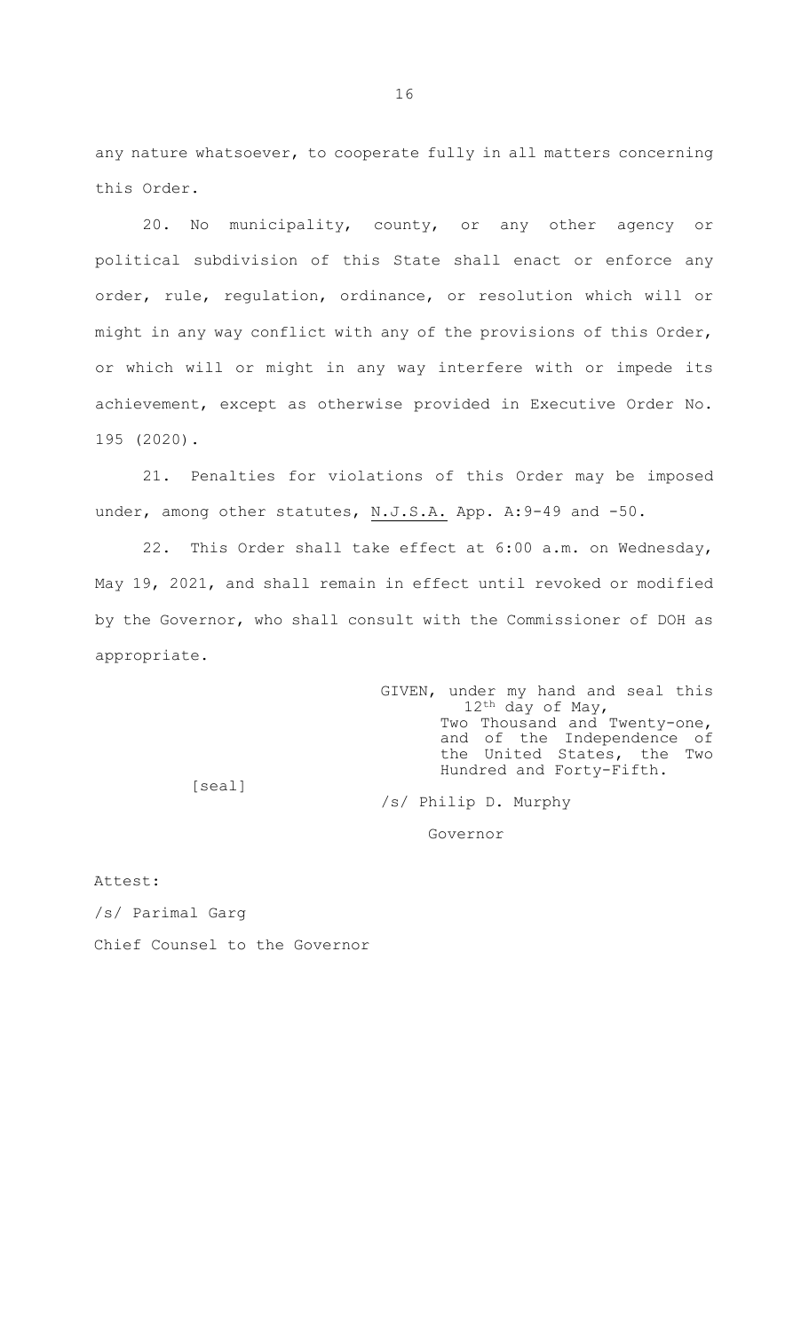any nature whatsoever, to cooperate fully in all matters concerning this Order.

20. No municipality, county, or any other agency or political subdivision of this State shall enact or enforce any order, rule, regulation, ordinance, or resolution which will or might in any way conflict with any of the provisions of this Order, or which will or might in any way interfere with or impede its achievement, except as otherwise provided in Executive Order No. 195 (2020).

21. Penalties for violations of this Order may be imposed under, among other statutes, N.J.S.A. App. A:9-49 and -50.

22. This Order shall take effect at 6:00 a.m. on Wednesday, May 19, 2021, and shall remain in effect until revoked or modified by the Governor, who shall consult with the Commissioner of DOH as appropriate.

GIVEN, under my hand and seal this 12th day of May, Two Thousand and Twenty-one, and of the Independence of the United States, the Two Hundred and Forty-Fifth.

[seal]

/s/ Philip D. Murphy

Governor

Attest:

/s/ Parimal Garg

Chief Counsel to the Governor